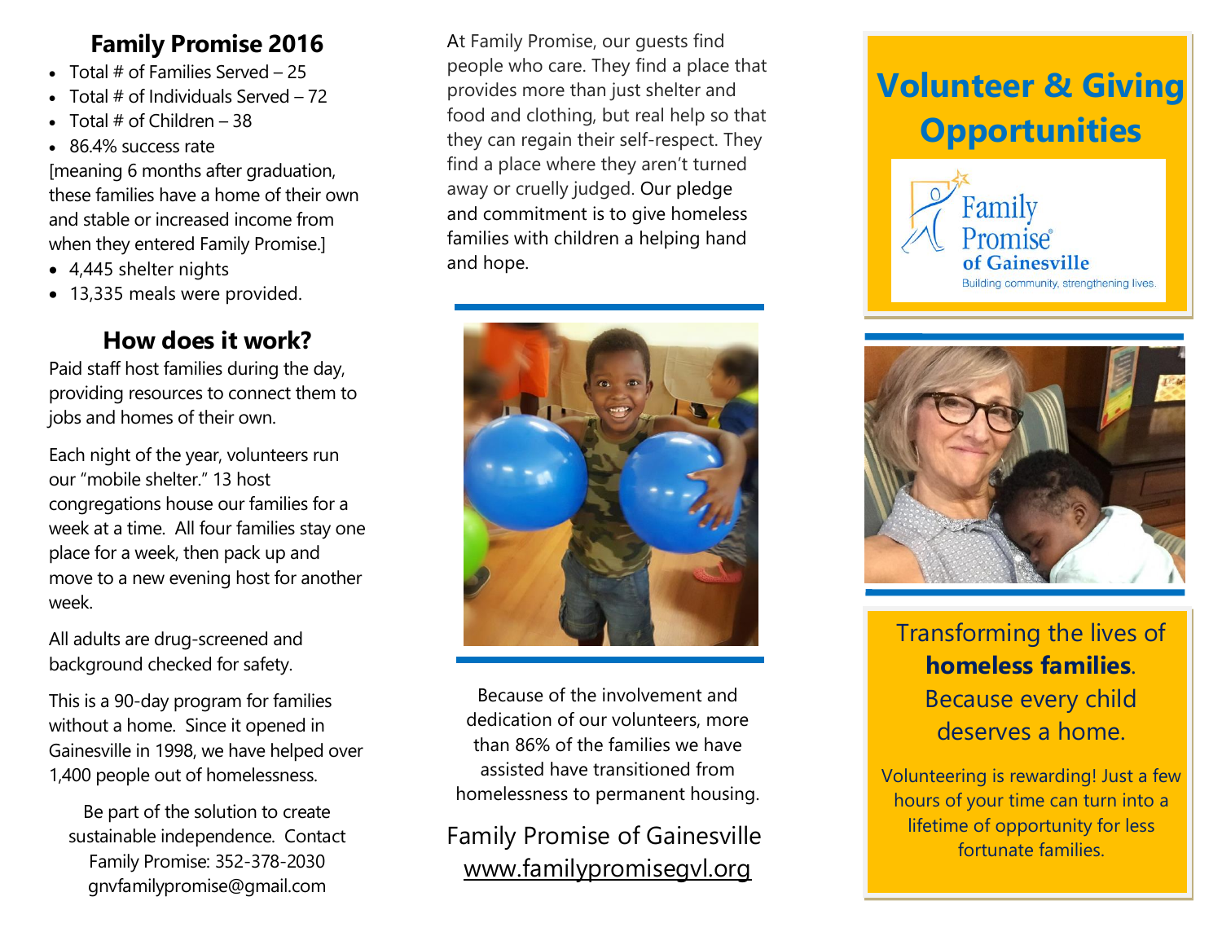## Family Promise 2016

- Total # of Families Served – 25
- Total # of Individuals Served – 72
- Total # of Children – 38
- 86.4% success rate

[meaning 6 months after graduation, these families have a home of their own and stable or increased income from when they entered Family Promise.]

- 4,445 shelter nights
- 13,335 meals were provided.

## How does it work?

Paid staff host families during the day, providing resources to connect them to jobs and homes of their own.

Each night of the year, volunteers run our "mobile shelter." 13 host congregations house our families for a week at a time. All four families stay one place for a week, then pack up and move to a new evening host for another week.

All adults are drug-screened and background checked for safety.

This is a 90-day program for families without a home. Since it opened in Gainesville in 1998, we have helped over 1,400 people out of homelessness.

Be part of the solution to create sustainable independence. Contact Family Promise: 352-378-2030
gnvfamilypromise@gmail.com

At Family Promise, our guests find people who care. They find a place that provides more than just shelter and food and clothing, but real help so that they can regain their self-respect. They find a place where they aren't turned away or cruelly judged. Our pledge and commitment is to give homeless families with children a helping hand and hope.

Because of the involvement and dedication of our volunteers, more than 86% of the families we have assisted have transitioned from homelessness to permanent housing.

Family Promise of Gainesville
www.familypromisegvl.org

# Volunteer & Giving Opportunities

Family Promise® of Gainesville
Building community, strengthening lives.

Transforming the lives of **homeless families**. Because every child deserves a home.

Volunteering is rewarding! Just a few hours of your time can turn into a lifetime of opportunity for less fortunate families.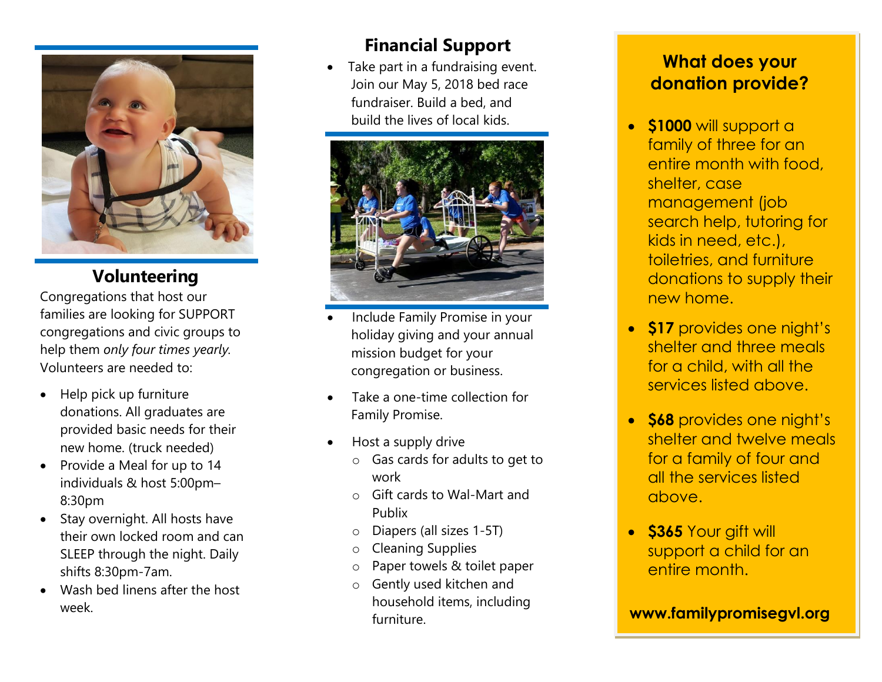## Volunteering

Congregations that host our families are looking for SUPPORT congregations and civic groups to help them *only four times yearly*. Volunteers are needed to:

- Help pick up furniture donations. All graduates are provided basic needs for their new home. (truck needed)
- Provide a Meal for up to 14 individuals & host 5:00pm–8:30pm
- Stay overnight. All hosts have their own locked room and can SLEEP through the night. Daily shifts 8:30pm-7am.
- Wash bed linens after the host week.

## Financial Support

- Take part in a fundraising event. Join our May 5, 2018 bed race fundraiser. Build a bed, and build the lives of local kids.
- Include Family Promise in your holiday giving and your annual mission budget for your congregation or business.
- Take a one-time collection for Family Promise.
- Host a supply drive
  - Gas cards for adults to get to work
  - Gift cards to Wal-Mart and Publix
  - Diapers (all sizes 1-5T)
  - Cleaning Supplies
  - Paper towels & toilet paper
  - Gently used kitchen and household items, including furniture.

## What does your donation provide?

- **$1000** will support a family of three for an entire month with food, shelter, case management (job search help, tutoring for kids in need, etc.), toiletries, and furniture donations to supply their new home.
- **$17** provides one night's shelter and three meals for a child, with all the services listed above.
- **$68** provides one night's shelter and twelve meals for a family of four and all the services listed above.
- **$365** Your gift will support a child for an entire month.

**www.familypromisegvl.org**